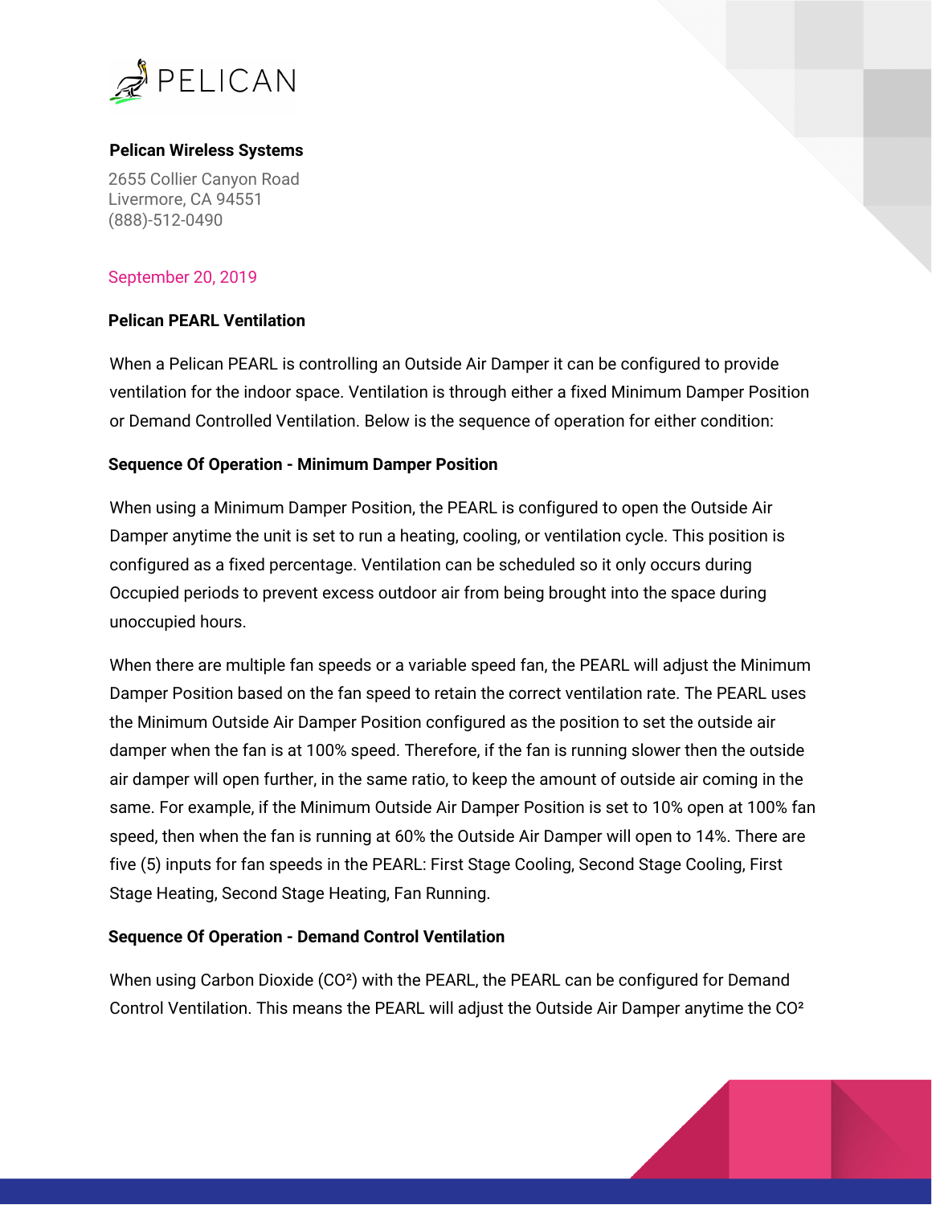PELICAN

**Pelican Wireless Systems**

2655 Collier Canyon Road
Livermore, CA 94551
(888)-512-0490

September 20, 2019

**Pelican PEARL Ventilation**

When a Pelican PEARL is controlling an Outside Air Damper it can be configured to provide ventilation for the indoor space. Ventilation is through either a fixed Minimum Damper Position or Demand Controlled Ventilation. Below is the sequence of operation for either condition:

**Sequence Of Operation - Minimum Damper Position**

When using a Minimum Damper Position, the PEARL is configured to open the Outside Air Damper anytime the unit is set to run a heating, cooling, or ventilation cycle. This position is configured as a fixed percentage. Ventilation can be scheduled so it only occurs during Occupied periods to prevent excess outdoor air from being brought into the space during unoccupied hours.

When there are multiple fan speeds or a variable speed fan, the PEARL will adjust the Minimum Damper Position based on the fan speed to retain the correct ventilation rate. The PEARL uses the Minimum Outside Air Damper Position configured as the position to set the outside air damper when the fan is at 100% speed. Therefore, if the fan is running slower then the outside air damper will open further, in the same ratio, to keep the amount of outside air coming in the same. For example, if the Minimum Outside Air Damper Position is set to 10% open at 100% fan speed, then when the fan is running at 60% the Outside Air Damper will open to 14%. There are five (5) inputs for fan speeds in the PEARL: First Stage Cooling, Second Stage Cooling, First Stage Heating, Second Stage Heating, Fan Running.

**Sequence Of Operation - Demand Control Ventilation**

When using Carbon Dioxide ($CO^2$) with the PEARL, the PEARL can be configured for Demand Control Ventilation. This means the PEARL will adjust the Outside Air Damper anytime the $CO^2$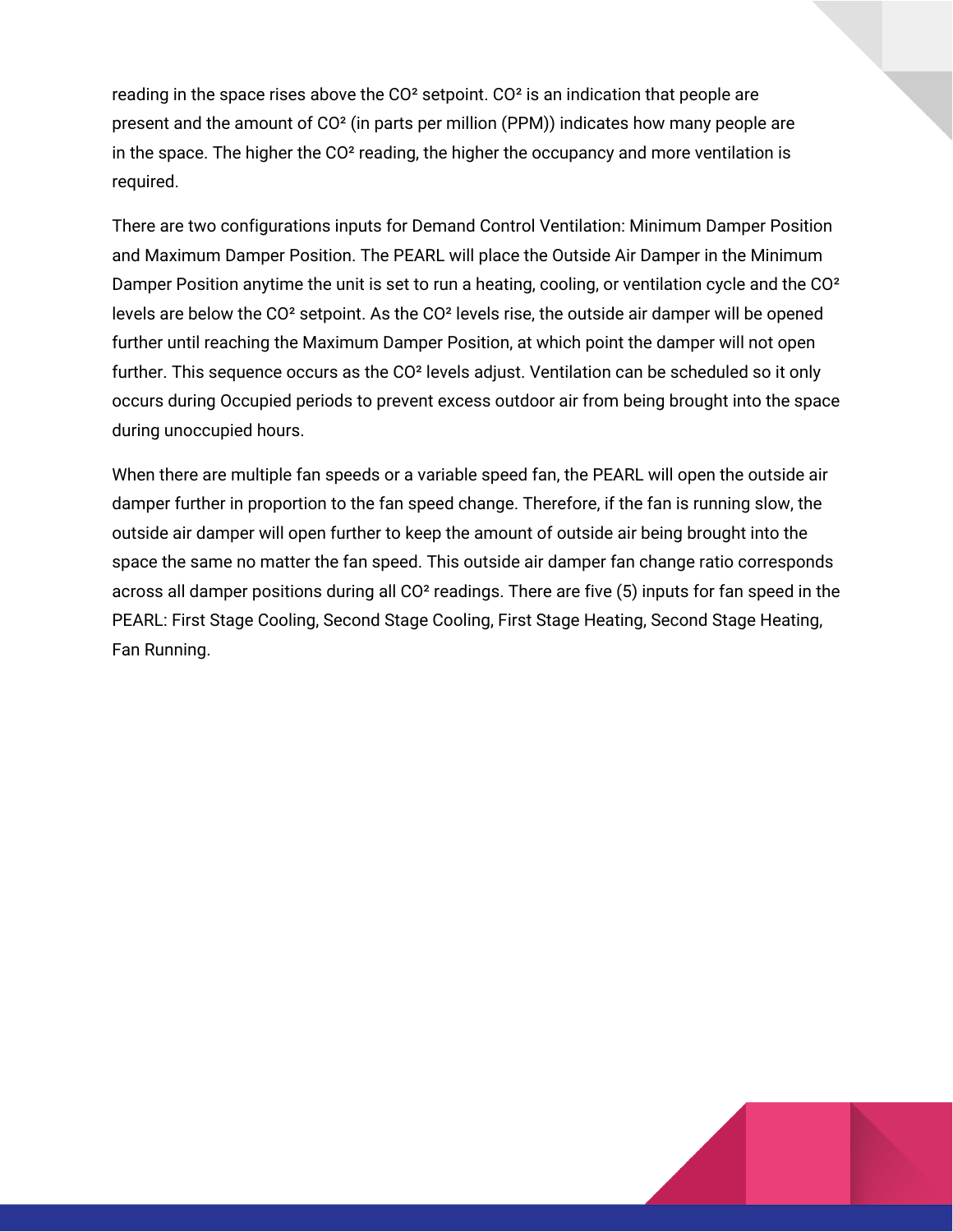reading in the space rises above the $CO^2$ setpoint. $CO^2$ is an indication that people are present and the amount of $CO^2$ (in parts per million (PPM)) indicates how many people are in the space. The higher the $CO^2$ reading, the higher the occupancy and more ventilation is required.

There are two configurations inputs for Demand Control Ventilation: Minimum Damper Position and Maximum Damper Position. The PEARL will place the Outside Air Damper in the Minimum Damper Position anytime the unit is set to run a heating, cooling, or ventilation cycle and the $CO^2$ levels are below the $CO^2$ setpoint. As the $CO^2$ levels rise, the outside air damper will be opened further until reaching the Maximum Damper Position, at which point the damper will not open further. This sequence occurs as the $CO^2$ levels adjust. Ventilation can be scheduled so it only occurs during Occupied periods to prevent excess outdoor air from being brought into the space during unoccupied hours.

When there are multiple fan speeds or a variable speed fan, the PEARL will open the outside air damper further in proportion to the fan speed change. Therefore, if the fan is running slow, the outside air damper will open further to keep the amount of outside air being brought into the space the same no matter the fan speed. This outside air damper fan change ratio corresponds across all damper positions during all $CO^2$ readings. There are five (5) inputs for fan speed in the PEARL: First Stage Cooling, Second Stage Cooling, First Stage Heating, Second Stage Heating, Fan Running.